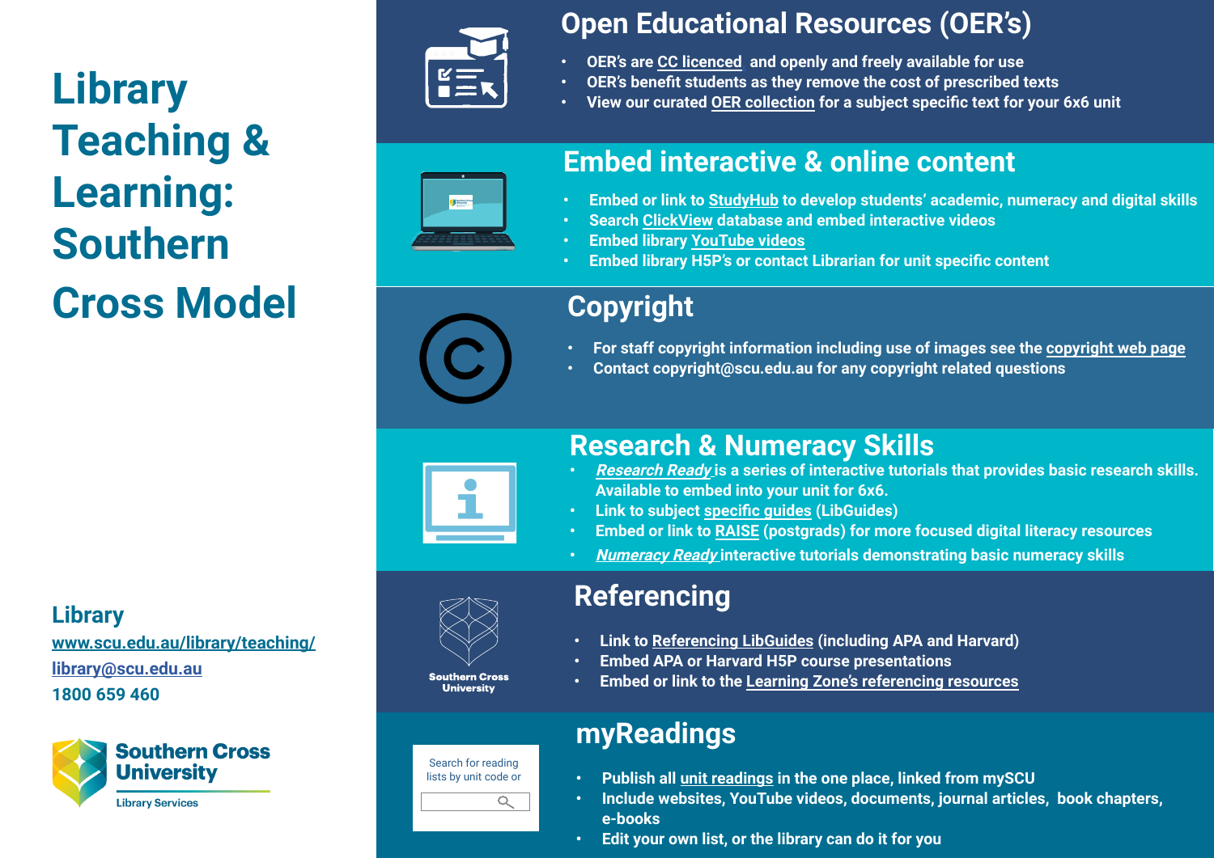# Library Teaching & Learning: Southern Cross Model

**Library**

www.scu.edu.au/library/teaching/

library@scu.edu.au

1800 659 460

Southern Cross University

Library Services

## Open Educational Resources (OER's)

- OER's are CC licenced and openly and freely available for use
- OER's benefit students as they remove the cost of prescribed texts
- View our curated OER collection for a subject specific text for your 6x6 unit

## Embed interactive & online content

- Embed or link to StudyHub to develop students' academic, numeracy and digital skills
- Search ClickView database and embed interactive videos
- Embed library YouTube videos
- Embed library H5P's or contact Librarian for unit specific content

## Copyright

- For staff copyright information including use of images see the copyright web page
- Contact copyright@scu.edu.au for any copyright related questions

## Research & Numeracy Skills

- *Research Ready* is a series of interactive tutorials that provides basic research skills. Available to embed into your unit for 6x6.
- Link to subject specific guides (LibGuides)
- Embed or link to RAISE (postgrads) for more focused digital literacy resources
- *Numeracy Ready* interactive tutorials demonstrating basic numeracy skills

## Referencing

Southern Cross University

- Link to Referencing LibGuides (including APA and Harvard)
- Embed APA or Harvard H5P course presentations
- Embed or link to the Learning Zone's referencing resources

## myReadings

Search for reading lists by unit code or

- Publish all unit readings in the one place, linked from mySCU
- Include websites, YouTube videos, documents, journal articles, book chapters, e-books
- Edit your own list, or the library can do it for you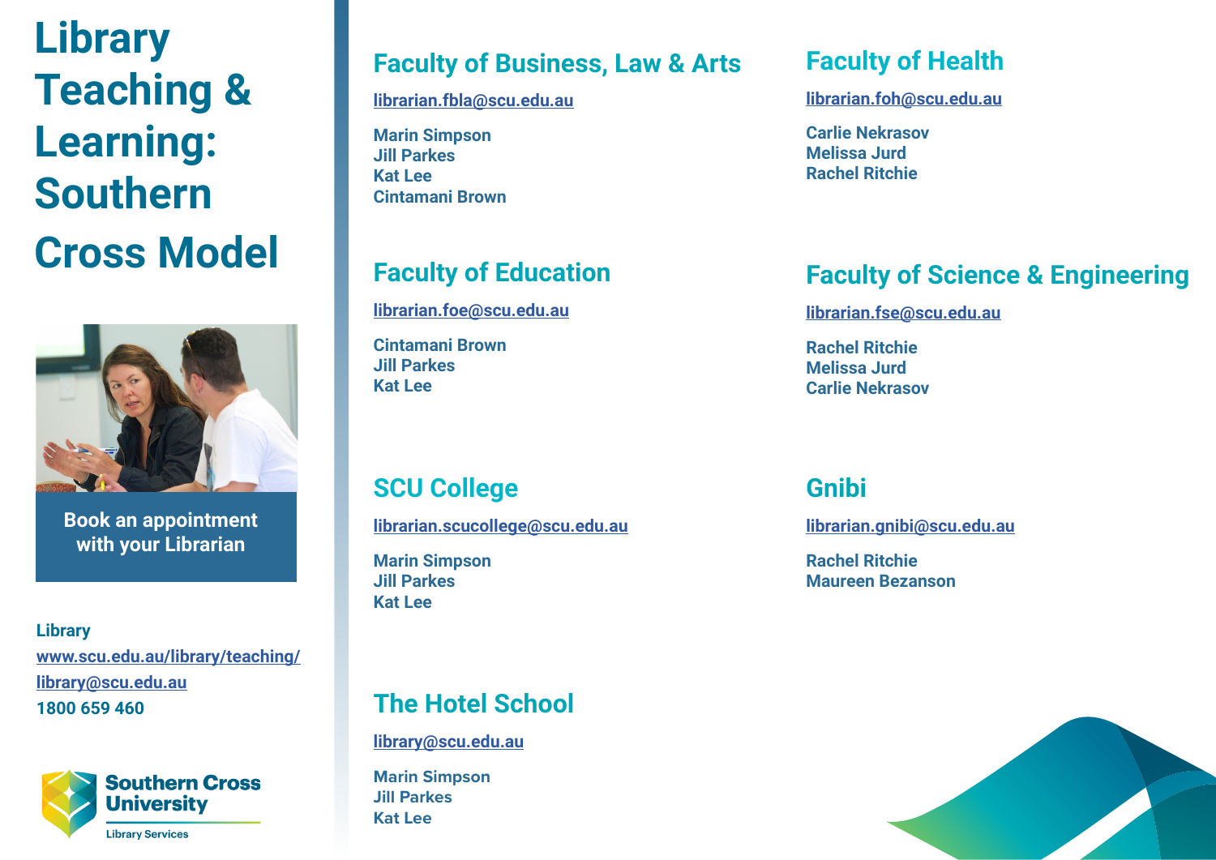# Library Teaching & Learning: Southern Cross Model

**Book an appointment with your Librarian**

**Library**
www.scu.edu.au/library/teaching/
library@scu.edu.au
1800 659 460

Southern Cross University
Library Services

## Faculty of Business, Law & Arts

librarian.fbla@scu.edu.au

Marin Simpson
Jill Parkes
Kat Lee
Cintamani Brown

## Faculty of Education

librarian.foe@scu.edu.au

Cintamani Brown
Jill Parkes
Kat Lee

## SCU College

librarian.scucollege@scu.edu.au

Marin Simpson
Jill Parkes
Kat Lee

## The Hotel School

library@scu.edu.au

Marin Simpson
Jill Parkes
Kat Lee

## Faculty of Health

librarian.foh@scu.edu.au

Carlie Nekrasov
Melissa Jurd
Rachel Ritchie

## Faculty of Science & Engineering

librarian.fse@scu.edu.au

Rachel Ritchie
Melissa Jurd
Carlie Nekrasov

## Gnibi

librarian.gnibi@scu.edu.au

Rachel Ritchie
Maureen Bezanson